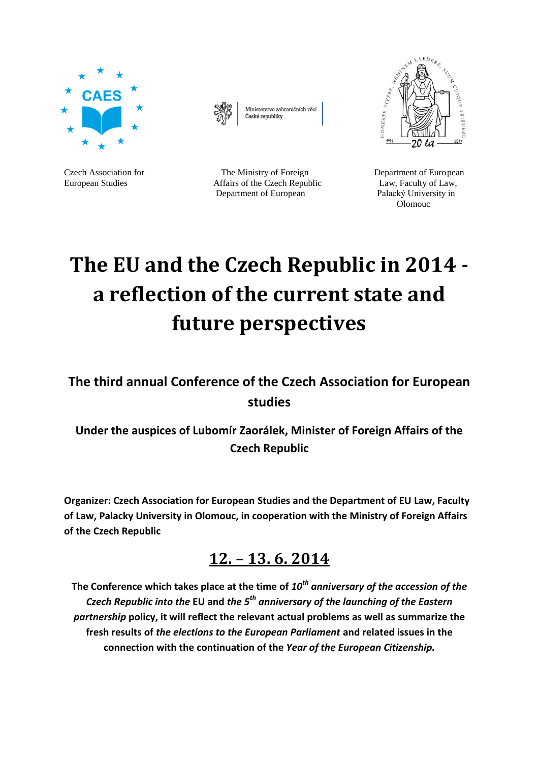Czech Association for European Studies

The Ministry of Foreign Affairs of the Czech Republic Department of European

Department of European Law, Faculty of Law, Palacký University in Olomouc

# The EU and the Czech Republic in 2014 - a reflection of the current state and future perspectives

## The third annual Conference of the Czech Association for European studies

### Under the auspices of Lubomír Zaorálek, Minister of Foreign Affairs of the Czech Republic

**Organizer: Czech Association for European Studies and the Department of EU Law, Faculty of Law, Palacky University in Olomouc, in cooperation with the Ministry of Foreign Affairs of the Czech Republic**

## 12. – 13. 6. 2014

**The Conference which takes place at the time of *10th anniversary of the accession of the Czech Republic into the* EU and *the 5th anniversary of the launching of the Eastern partnership* policy, it will reflect the relevant actual problems as well as summarize the fresh results of *the elections to the European Parliament* and related issues in the connection with the continuation of the *Year of the European Citizenship.***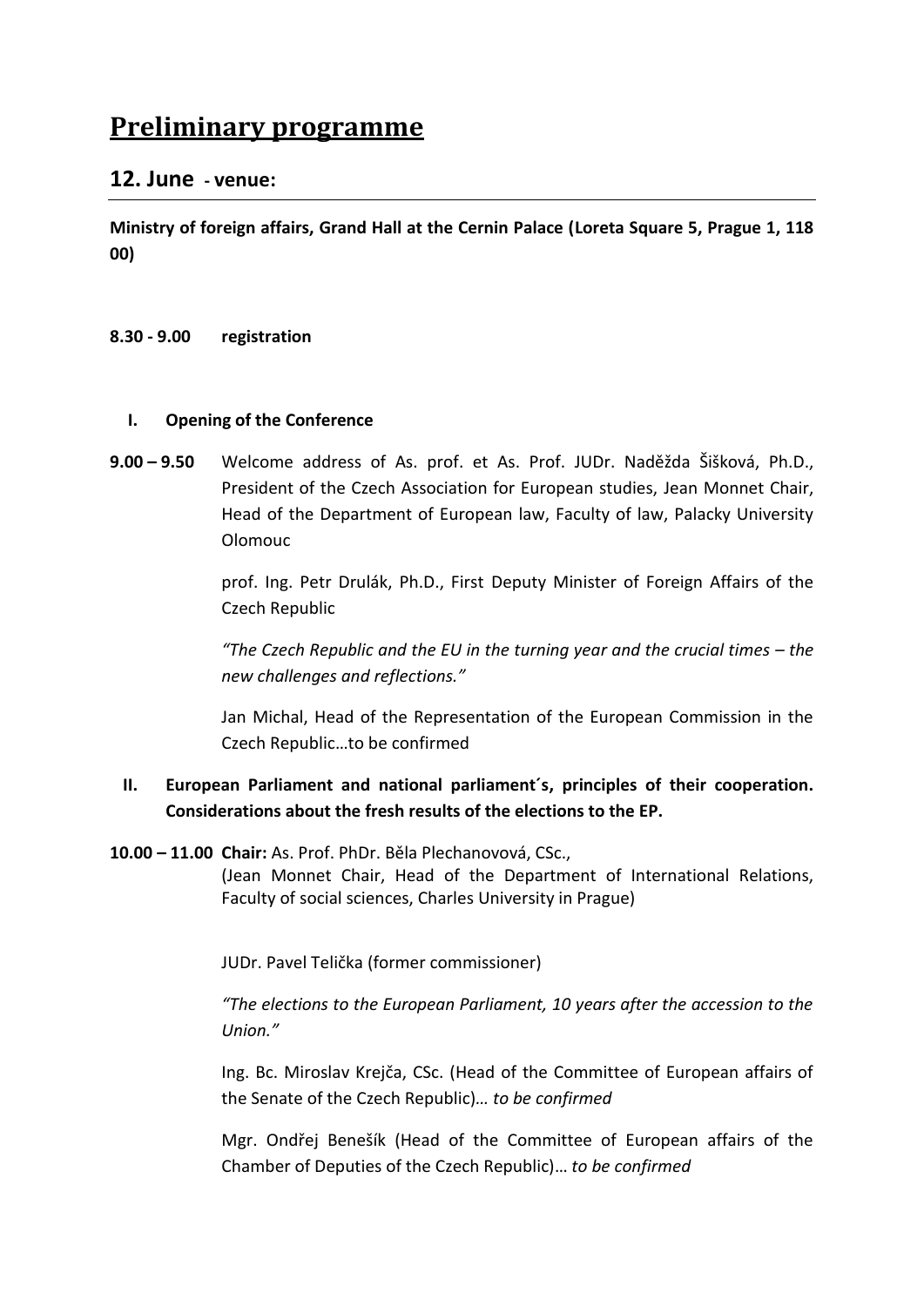# Preliminary programme

## 12. June - venue:

**Ministry of foreign affairs, Grand Hall at the Cernin Palace (Loreta Square 5, Prague 1, 118 00)**

**8.30 - 9.00** **registration**

### I. Opening of the Conference

**9.00 – 9.50** Welcome address of As. prof. et As. Prof. JUDr. Naděžda Šišková, Ph.D., President of the Czech Association for European studies, Jean Monnet Chair, Head of the Department of European law, Faculty of law, Palacky University Olomouc

prof. Ing. Petr Drulák, Ph.D., First Deputy Minister of Foreign Affairs of the Czech Republic

*"The Czech Republic and the EU in the turning year and the crucial times – the new challenges and reflections."*

Jan Michal, Head of the Representation of the European Commission in the Czech Republic…to be confirmed

### II. European Parliament and national parliament´s, principles of their cooperation. Considerations about the fresh results of the elections to the EP.

**10.00 – 11.00** **Chair:** As. Prof. PhDr. Běla Plechanovová, CSc., (Jean Monnet Chair, Head of the Department of International Relations, Faculty of social sciences, Charles University in Prague)

JUDr. Pavel Telička (former commissioner)

*"The elections to the European Parliament, 10 years after the accession to the Union."*

Ing. Bc. Miroslav Krejča, CSc. (Head of the Committee of European affairs of the Senate of the Czech Republic)… *to be confirmed*

Mgr. Ondřej Benešík (Head of the Committee of European affairs of the Chamber of Deputies of the Czech Republic)… *to be confirmed*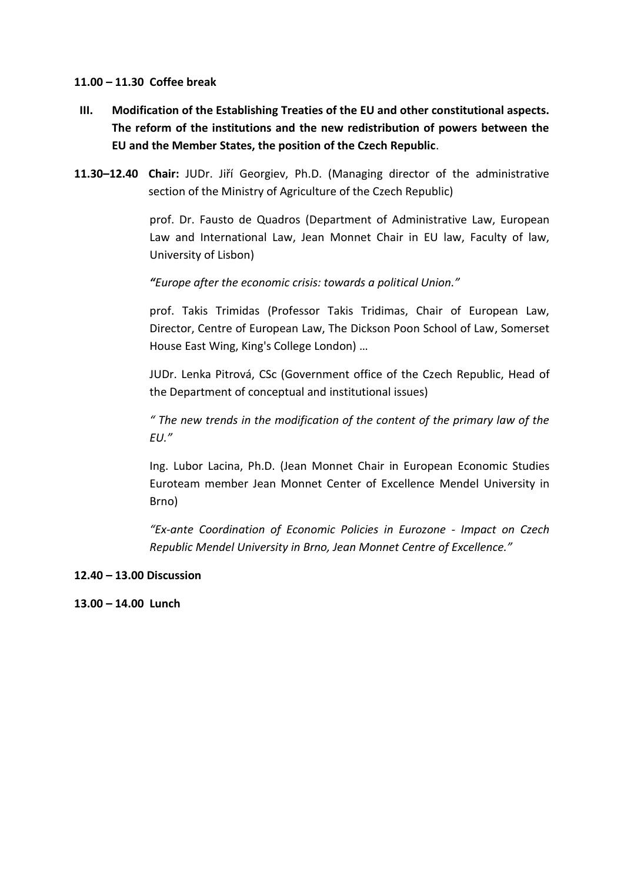**11.00 – 11.30 Coffee break**

**III. Modification of the Establishing Treaties of the EU and other constitutional aspects. The reform of the institutions and the new redistribution of powers between the EU and the Member States, the position of the Czech Republic**.

**11.30–12.40 Chair:** JUDr. Jiří Georgiev, Ph.D. (Managing director of the administrative section of the Ministry of Agriculture of the Czech Republic)

prof. Dr. Fausto de Quadros (Department of Administrative Law, European Law and International Law, Jean Monnet Chair in EU law, Faculty of law, University of Lisbon)

*"Europe after the economic crisis: towards a political Union."*

prof. Takis Trimidas (Professor Takis Tridimas, Chair of European Law, Director, Centre of European Law, The Dickson Poon School of Law, Somerset House East Wing, King's College London) …

JUDr. Lenka Pitrová, CSc (Government office of the Czech Republic, Head of the Department of conceptual and institutional issues)

*" The new trends in the modification of the content of the primary law of the EU."*

Ing. Lubor Lacina, Ph.D. (Jean Monnet Chair in European Economic Studies Euroteam member Jean Monnet Center of Excellence Mendel University in Brno)

*"Ex-ante Coordination of Economic Policies in Eurozone - Impact on Czech Republic Mendel University in Brno, Jean Monnet Centre of Excellence."*

**12.40 – 13.00 Discussion**

**13.00 – 14.00 Lunch**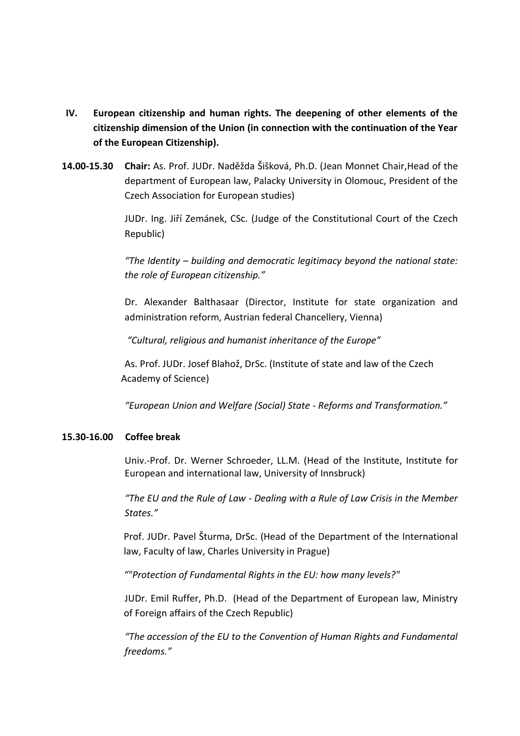**IV. European citizenship and human rights. The deepening of other elements of the citizenship dimension of the Union (in connection with the continuation of the Year of the European Citizenship).**

**14.00-15.30** **Chair:** As. Prof. JUDr. Naděžda Šišková, Ph.D. (Jean Monnet Chair,Head of the department of European law, Palacky University in Olomouc, President of the Czech Association for European studies)

JUDr. Ing. Jiří Zemánek, CSc. (Judge of the Constitutional Court of the Czech Republic)

*"The Identity – building and democratic legitimacy beyond the national state: the role of European citizenship."*

Dr. Alexander Balthasaar (Director, Institute for state organization and administration reform, Austrian federal Chancellery, Vienna)

*"Cultural, religious and humanist inheritance of the Europe"*

As. Prof. JUDr. Josef Blahož, DrSc. (Institute of state and law of the Czech Academy of Science)

*"European Union and Welfare (Social) State - Reforms and Transformation."*

**15.30-16.00 Coffee break**

Univ.-Prof. Dr. Werner Schroeder, LL.M. (Head of the Institute, Institute for European and international law, University of Innsbruck)

*"The EU and the Rule of Law - Dealing with a Rule of Law Crisis in the Member States."*

Prof. JUDr. Pavel Šturma, DrSc. (Head of the Department of the International law, Faculty of law, Charles University in Prague)

*""Protection of Fundamental Rights in the EU: how many levels?"*

JUDr. Emil Ruffer, Ph.D. (Head of the Department of European law, Ministry of Foreign affairs of the Czech Republic)

*"The accession of the EU to the Convention of Human Rights and Fundamental freedoms."*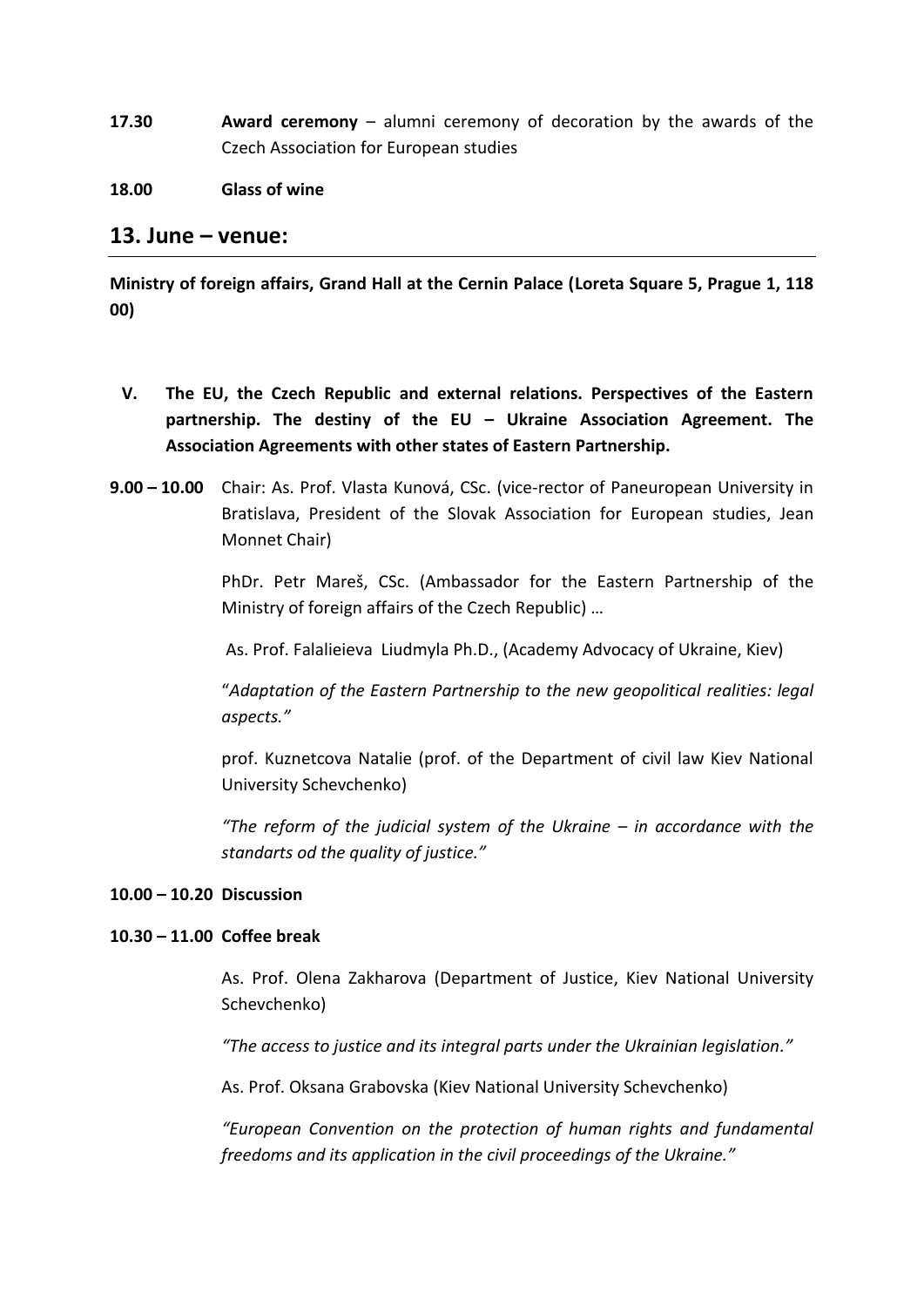**17.30** **Award ceremony** – alumni ceremony of decoration by the awards of the Czech Association for European studies

**18.00** **Glass of wine**

## 13. June – venue:

**Ministry of foreign affairs, Grand Hall at the Cernin Palace (Loreta Square 5, Prague 1, 118 00)**

**V. The EU, the Czech Republic and external relations. Perspectives of the Eastern partnership. The destiny of the EU – Ukraine Association Agreement. The Association Agreements with other states of Eastern Partnership.**

**9.00 – 10.00** Chair: As. Prof. Vlasta Kunová, CSc. (vice-rector of Paneuropean University in Bratislava, President of the Slovak Association for European studies, Jean Monnet Chair)

PhDr. Petr Mareš, CSc. (Ambassador for the Eastern Partnership of the Ministry of foreign affairs of the Czech Republic) …

As. Prof. Falalieieva Liudmyla Ph.D., (Academy Advocacy of Ukraine, Kiev)

"*Adaptation of the Eastern Partnership to the new geopolitical realities: legal aspects."*

prof. Kuznetcova Natalie (prof. of the Department of civil law Kiev National University Schevchenko)

*"The reform of the judicial system of the Ukraine – in accordance with the standarts od the quality of justice."*

**10.00 – 10.20 Discussion**

**10.30 – 11.00 Coffee break**

As. Prof. Olena Zakharova (Department of Justice, Kiev National University Schevchenko)

*"The access to justice and its integral parts under the Ukrainian legislation."*

As. Prof. Oksana Grabovska (Kiev National University Schevchenko)

*"European Convention on the protection of human rights and fundamental freedoms and its application in the civil proceedings of the Ukraine."*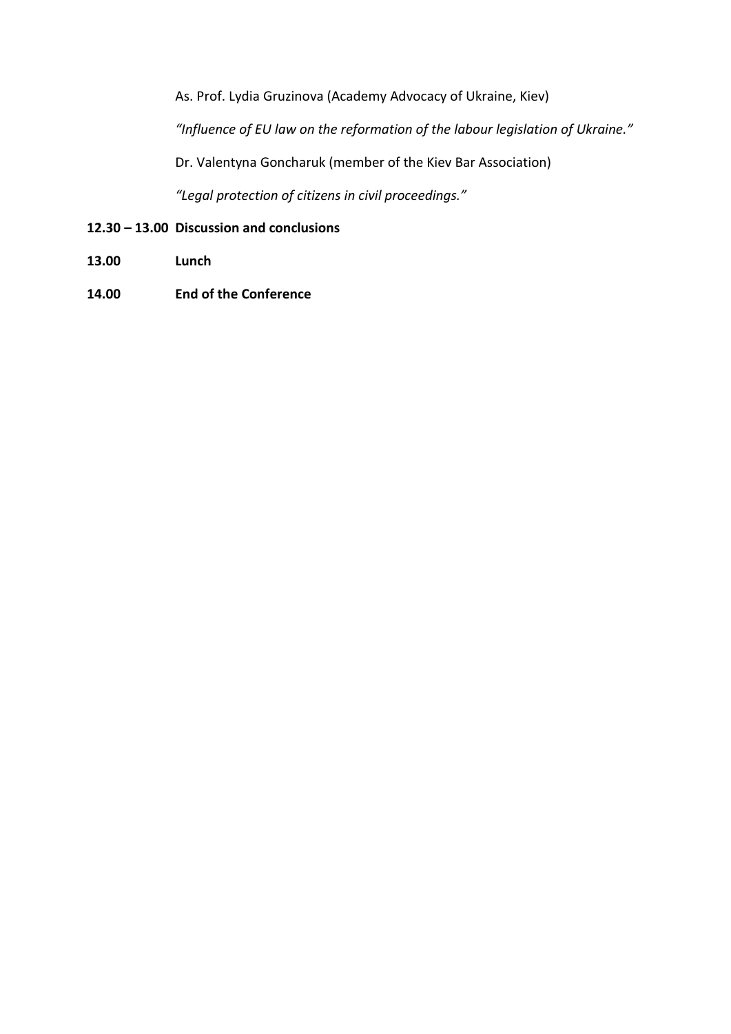As. Prof. Lydia Gruzinova (Academy Advocacy of Ukraine, Kiev)

*"Influence of EU law on the reformation of the labour legislation of Ukraine."*

Dr. Valentyna Goncharuk (member of the Kiev Bar Association)

*"Legal protection of citizens in civil proceedings."*

**12.30 – 13.00 Discussion and conclusions**

**13.00 Lunch**

**14.00 End of the Conference**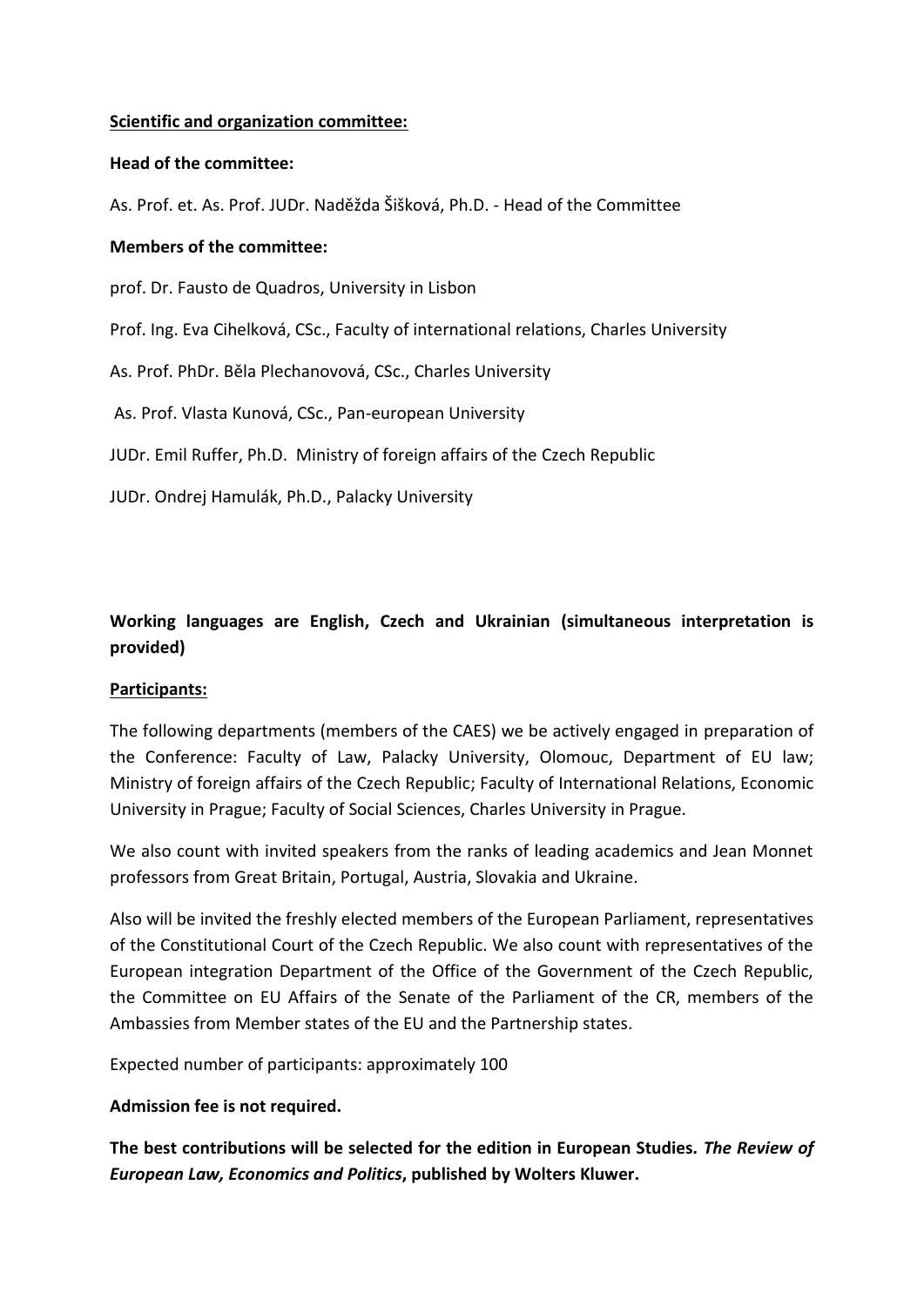**Scientific and organization committee:**

**Head of the committee:**

As. Prof. et. As. Prof. JUDr. Naděžda Šišková, Ph.D. - Head of the Committee

**Members of the committee:**

prof. Dr. Fausto de Quadros, University in Lisbon

Prof. Ing. Eva Cihelková, CSc., Faculty of international relations, Charles University

As. Prof. PhDr. Běla Plechanovová, CSc., Charles University

As. Prof. Vlasta Kunová, CSc., Pan-european University

JUDr. Emil Ruffer, Ph.D. Ministry of foreign affairs of the Czech Republic

JUDr. Ondrej Hamulák, Ph.D., Palacky University

**Working languages are English, Czech and Ukrainian (simultaneous interpretation is provided)**

**Participants:**

The following departments (members of the CAES) we be actively engaged in preparation of the Conference: Faculty of Law, Palacky University, Olomouc, Department of EU law; Ministry of foreign affairs of the Czech Republic; Faculty of International Relations, Economic University in Prague; Faculty of Social Sciences, Charles University in Prague.

We also count with invited speakers from the ranks of leading academics and Jean Monnet professors from Great Britain, Portugal, Austria, Slovakia and Ukraine.

Also will be invited the freshly elected members of the European Parliament, representatives of the Constitutional Court of the Czech Republic. We also count with representatives of the European integration Department of the Office of the Government of the Czech Republic, the Committee on EU Affairs of the Senate of the Parliament of the CR, members of the Ambassies from Member states of the EU and the Partnership states.

Expected number of participants: approximately 100

**Admission fee is not required.**

**The best contributions will be selected for the edition in European Studies. *The Review of European Law, Economics and Politics*, published by Wolters Kluwer.**